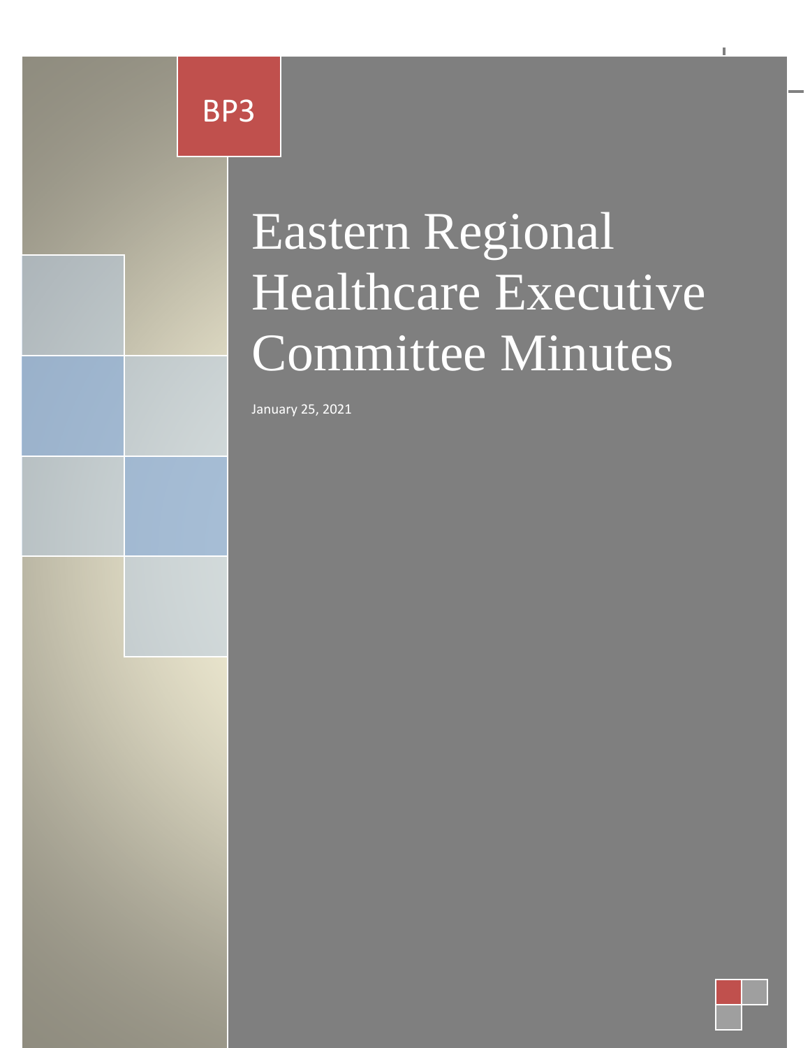BP3

# Eastern Regional Healthcare Executive Committee Minutes

January 25, 2021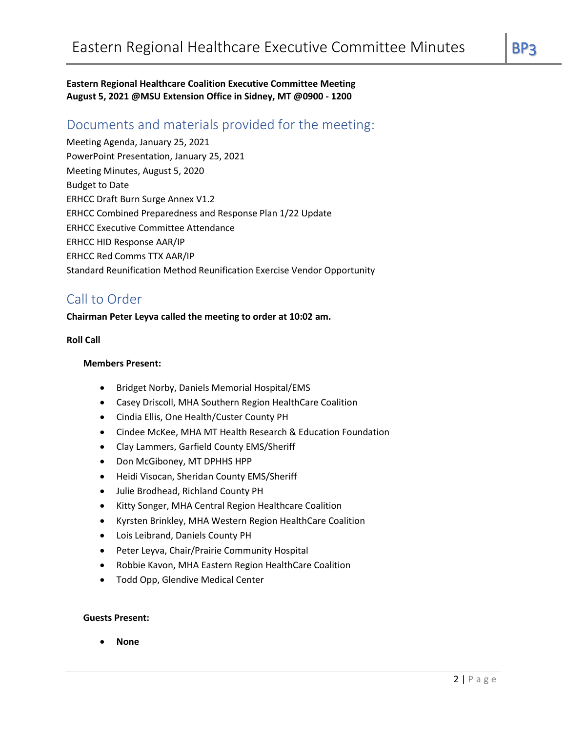**Eastern Regional Healthcare Coalition Executive Committee Meeting**
**August 5, 2021 @MSU Extension Office in Sidney, MT @0900 - 1200**

## Documents and materials provided for the meeting:

Meeting Agenda, January 25, 2021
PowerPoint Presentation, January 25, 2021
Meeting Minutes, August 5, 2020
Budget to Date
ERHCC Draft Burn Surge Annex V1.2
ERHCC Combined Preparedness and Response Plan 1/22 Update
ERHCC Executive Committee Attendance
ERHCC HID Response AAR/IP
ERHCC Red Comms TTX AAR/IP
Standard Reunification Method Reunification Exercise Vendor Opportunity

## Call to Order

**Chairman Peter Leyva called the meeting to order at 10:02 am.**

**Roll Call**

**Members Present:**

- Bridget Norby, Daniels Memorial Hospital/EMS
- Casey Driscoll, MHA Southern Region HealthCare Coalition
- Cindia Ellis, One Health/Custer County PH
- Cindee McKee, MHA MT Health Research & Education Foundation
- Clay Lammers, Garfield County EMS/Sheriff
- Don McGiboney, MT DPHHS HPP
- Heidi Visocan, Sheridan County EMS/Sheriff
- Julie Brodhead, Richland County PH
- Kitty Songer, MHA Central Region Healthcare Coalition
- Kyrsten Brinkley, MHA Western Region HealthCare Coalition
- Lois Leibrand, Daniels County PH
- Peter Leyva, Chair/Prairie Community Hospital
- Robbie Kavon, MHA Eastern Region HealthCare Coalition
- Todd Opp, Glendive Medical Center

**Guests Present:**

- **None**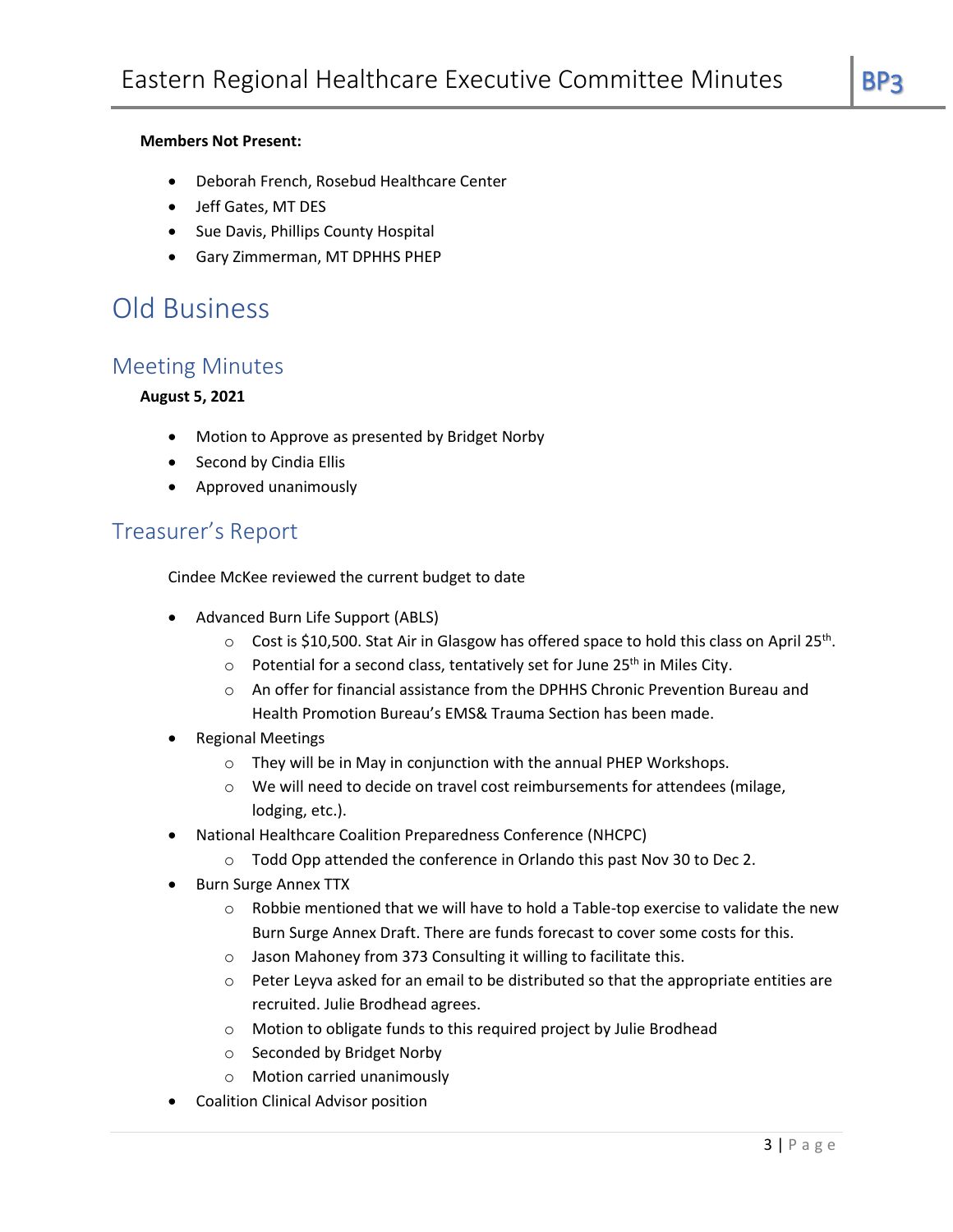**Members Not Present:**

- Deborah French, Rosebud Healthcare Center
- Jeff Gates, MT DES
- Sue Davis, Phillips County Hospital
- Gary Zimmerman, MT DPHHS PHEP

# Old Business

## Meeting Minutes

**August 5, 2021**

- Motion to Approve as presented by Bridget Norby
- Second by Cindia Ellis
- Approved unanimously

## Treasurer's Report

Cindee McKee reviewed the current budget to date

- Advanced Burn Life Support (ABLS)
    - Cost is $10,500. Stat Air in Glasgow has offered space to hold this class on April 25th.
    - Potential for a second class, tentatively set for June 25th in Miles City.
    - An offer for financial assistance from the DPHHS Chronic Prevention Bureau and Health Promotion Bureau's EMS& Trauma Section has been made.
- Regional Meetings
    - They will be in May in conjunction with the annual PHEP Workshops.
    - We will need to decide on travel cost reimbursements for attendees (milage, lodging, etc.).
- National Healthcare Coalition Preparedness Conference (NHCPC)
    - Todd Opp attended the conference in Orlando this past Nov 30 to Dec 2.
- Burn Surge Annex TTX
    - Robbie mentioned that we will have to hold a Table-top exercise to validate the new Burn Surge Annex Draft. There are funds forecast to cover some costs for this.
    - Jason Mahoney from 373 Consulting it willing to facilitate this.
    - Peter Leyva asked for an email to be distributed so that the appropriate entities are recruited. Julie Brodhead agrees.
    - Motion to obligate funds to this required project by Julie Brodhead
    - Seconded by Bridget Norby
    - Motion carried unanimously
- Coalition Clinical Advisor position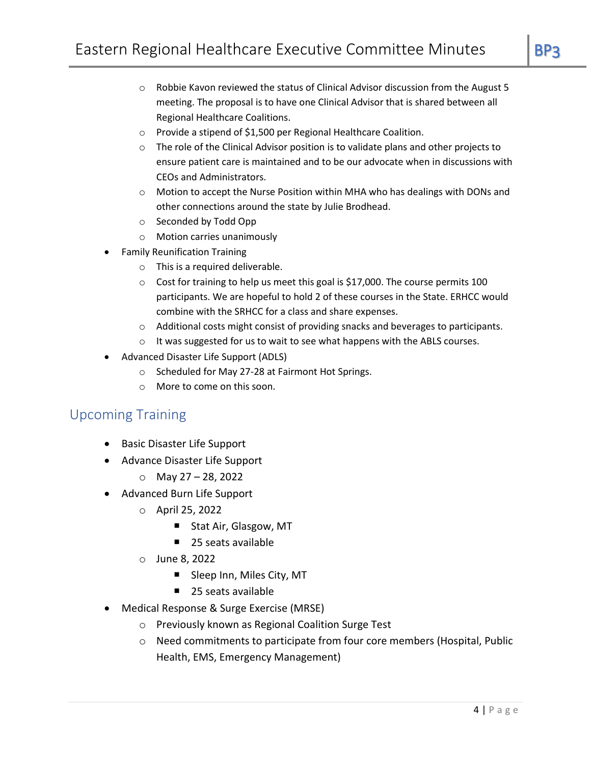- Robbie Kavon reviewed the status of Clinical Advisor discussion from the August 5 meeting. The proposal is to have one Clinical Advisor that is shared between all Regional Healthcare Coalitions.
  - Provide a stipend of $1,500 per Regional Healthcare Coalition.
  - The role of the Clinical Advisor position is to validate plans and other projects to ensure patient care is maintained and to be our advocate when in discussions with CEOs and Administrators.
  - Motion to accept the Nurse Position within MHA who has dealings with DONs and other connections around the state by Julie Brodhead.
  - Seconded by Todd Opp
  - Motion carries unanimously
- Family Reunification Training
  - This is a required deliverable.
  - Cost for training to help us meet this goal is $17,000. The course permits 100 participants. We are hopeful to hold 2 of these courses in the State. ERHCC would combine with the SRHCC for a class and share expenses.
  - Additional costs might consist of providing snacks and beverages to participants.
  - It was suggested for us to wait to see what happens with the ABLS courses.
- Advanced Disaster Life Support (ADLS)
  - Scheduled for May 27-28 at Fairmont Hot Springs.
  - More to come on this soon.

## Upcoming Training

- Basic Disaster Life Support
- Advance Disaster Life Support
  - May 27 – 28, 2022
- Advanced Burn Life Support
  - April 25, 2022
    - Stat Air, Glasgow, MT
    - 25 seats available
  - June 8, 2022
    - Sleep Inn, Miles City, MT
    - 25 seats available
- Medical Response & Surge Exercise (MRSE)
  - Previously known as Regional Coalition Surge Test
  - Need commitments to participate from four core members (Hospital, Public Health, EMS, Emergency Management)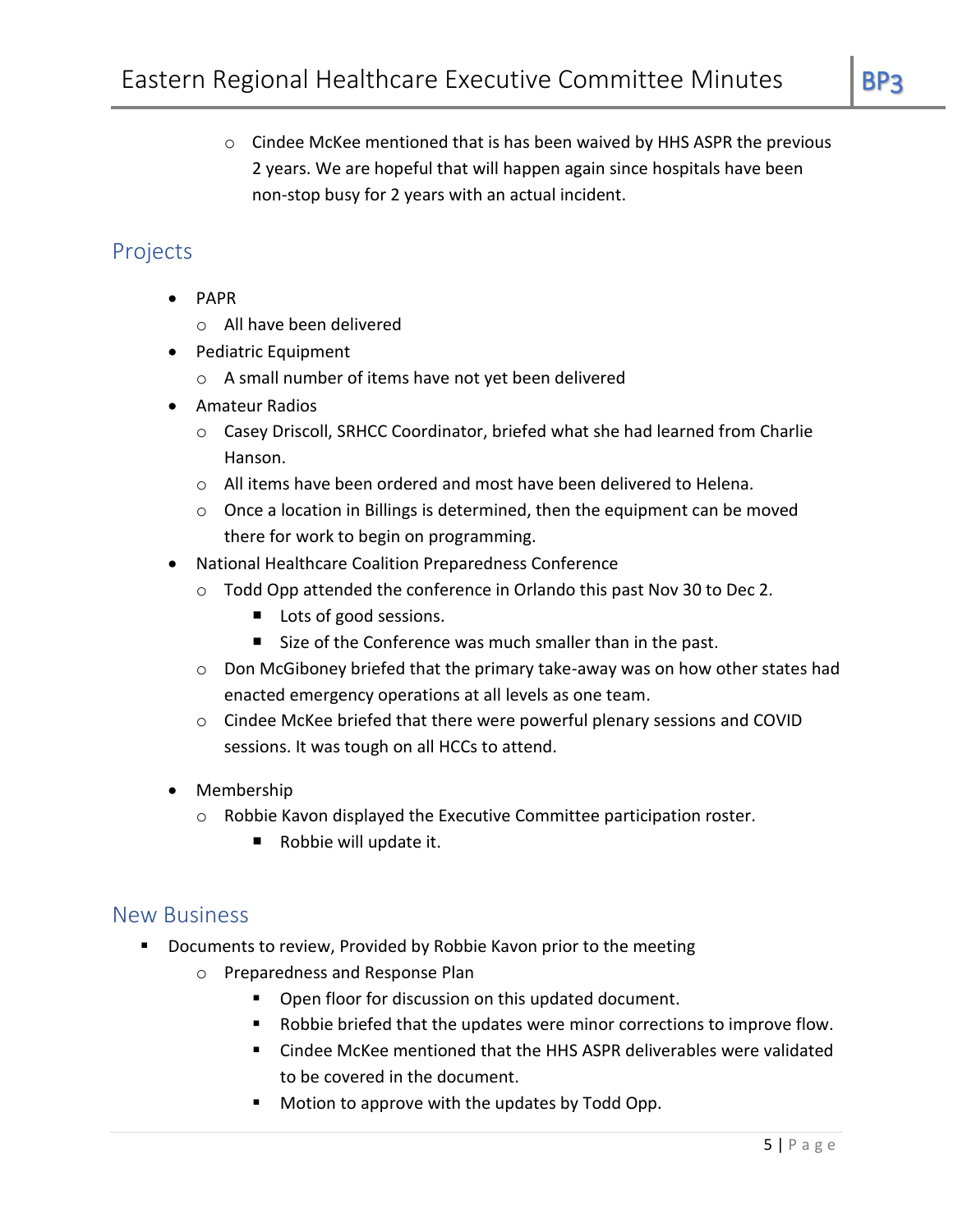- Cindee McKee mentioned that is has been waived by HHS ASPR the previous 2 years. We are hopeful that will happen again since hospitals have been non-stop busy for 2 years with an actual incident.

## Projects

- PAPR
  - All have been delivered
- Pediatric Equipment
  - A small number of items have not yet been delivered
- Amateur Radios
  - Casey Driscoll, SRHCC Coordinator, briefed what she had learned from Charlie Hanson.
  - All items have been ordered and most have been delivered to Helena.
  - Once a location in Billings is determined, then the equipment can be moved there for work to begin on programming.
- National Healthcare Coalition Preparedness Conference
  - Todd Opp attended the conference in Orlando this past Nov 30 to Dec 2.
    - Lots of good sessions.
    - Size of the Conference was much smaller than in the past.
  - Don McGiboney briefed that the primary take-away was on how other states had enacted emergency operations at all levels as one team.
  - Cindee McKee briefed that there were powerful plenary sessions and COVID sessions. It was tough on all HCCs to attend.
- Membership
  - Robbie Kavon displayed the Executive Committee participation roster.
    - Robbie will update it.

## New Business

- Documents to review, Provided by Robbie Kavon prior to the meeting
  - Preparedness and Response Plan
    - Open floor for discussion on this updated document.
    - Robbie briefed that the updates were minor corrections to improve flow.
    - Cindee McKee mentioned that the HHS ASPR deliverables were validated to be covered in the document.
    - Motion to approve with the updates by Todd Opp.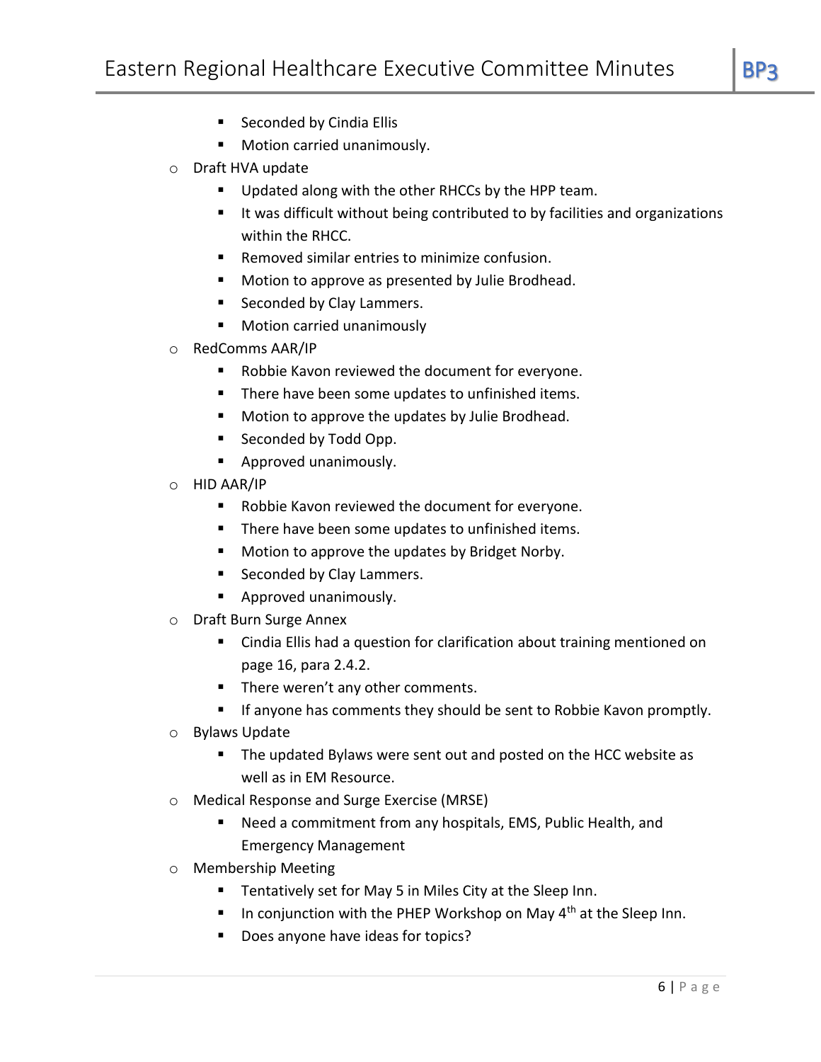- Seconded by Cindia Ellis
  - Motion carried unanimously.
- Draft HVA update
  - Updated along with the other RHCCs by the HPP team.
  - It was difficult without being contributed to by facilities and organizations within the RHCC.
  - Removed similar entries to minimize confusion.
  - Motion to approve as presented by Julie Brodhead.
  - Seconded by Clay Lammers.
  - Motion carried unanimously
- RedComms AAR/IP
  - Robbie Kavon reviewed the document for everyone.
  - There have been some updates to unfinished items.
  - Motion to approve the updates by Julie Brodhead.
  - Seconded by Todd Opp.
  - Approved unanimously.
- HID AAR/IP
  - Robbie Kavon reviewed the document for everyone.
  - There have been some updates to unfinished items.
  - Motion to approve the updates by Bridget Norby.
  - Seconded by Clay Lammers.
  - Approved unanimously.
- Draft Burn Surge Annex
  - Cindia Ellis had a question for clarification about training mentioned on page 16, para 2.4.2.
  - There weren't any other comments.
  - If anyone has comments they should be sent to Robbie Kavon promptly.
- Bylaws Update
  - The updated Bylaws were sent out and posted on the HCC website as well as in EM Resource.
- Medical Response and Surge Exercise (MRSE)
  - Need a commitment from any hospitals, EMS, Public Health, and Emergency Management
- Membership Meeting
  - Tentatively set for May 5 in Miles City at the Sleep Inn.
  - In conjunction with the PHEP Workshop on May 4th at the Sleep Inn.
  - Does anyone have ideas for topics?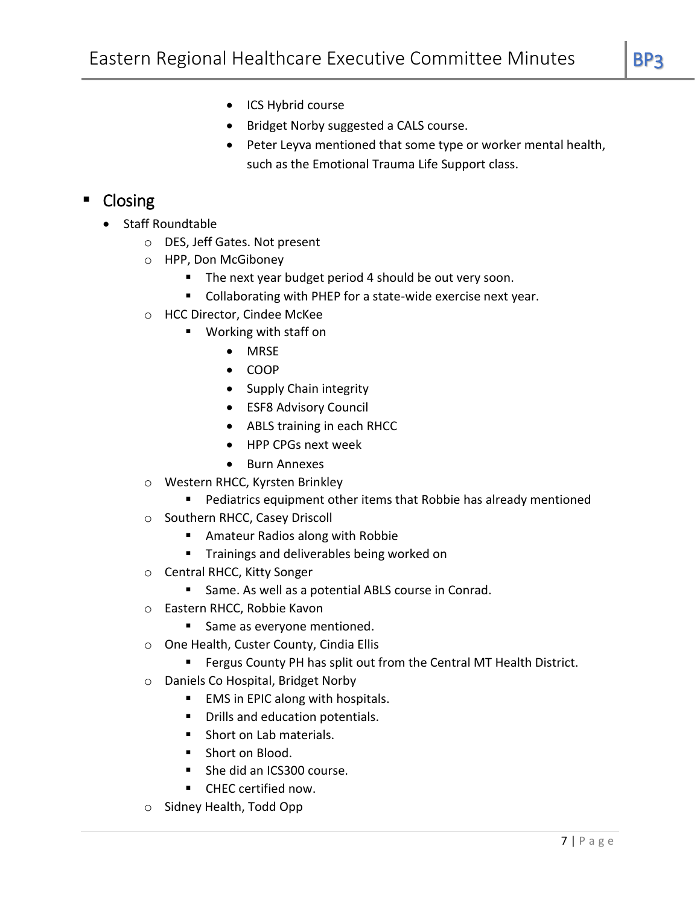- ICS Hybrid course
- Bridget Norby suggested a CALS course.
- Peter Leyva mentioned that some type or worker mental health, such as the Emotional Trauma Life Support class.

## Closing

- Staff Roundtable
  - DES, Jeff Gates. Not present
  - HPP, Don McGiboney
    - The next year budget period 4 should be out very soon.
    - Collaborating with PHEP for a state-wide exercise next year.
  - HCC Director, Cindee McKee
    - Working with staff on
      - MRSE
      - COOP
      - Supply Chain integrity
      - ESF8 Advisory Council
      - ABLS training in each RHCC
      - HPP CPGs next week
      - Burn Annexes
  - Western RHCC, Kyrsten Brinkley
    - Pediatrics equipment other items that Robbie has already mentioned
  - Southern RHCC, Casey Driscoll
    - Amateur Radios along with Robbie
    - Trainings and deliverables being worked on
  - Central RHCC, Kitty Songer
    - Same. As well as a potential ABLS course in Conrad.
  - Eastern RHCC, Robbie Kavon
    - Same as everyone mentioned.
  - One Health, Custer County, Cindia Ellis
    - Fergus County PH has split out from the Central MT Health District.
  - Daniels Co Hospital, Bridget Norby
    - EMS in EPIC along with hospitals.
    - Drills and education potentials.
    - Short on Lab materials.
    - Short on Blood.
    - She did an ICS300 course.
    - CHEC certified now.
  - Sidney Health, Todd Opp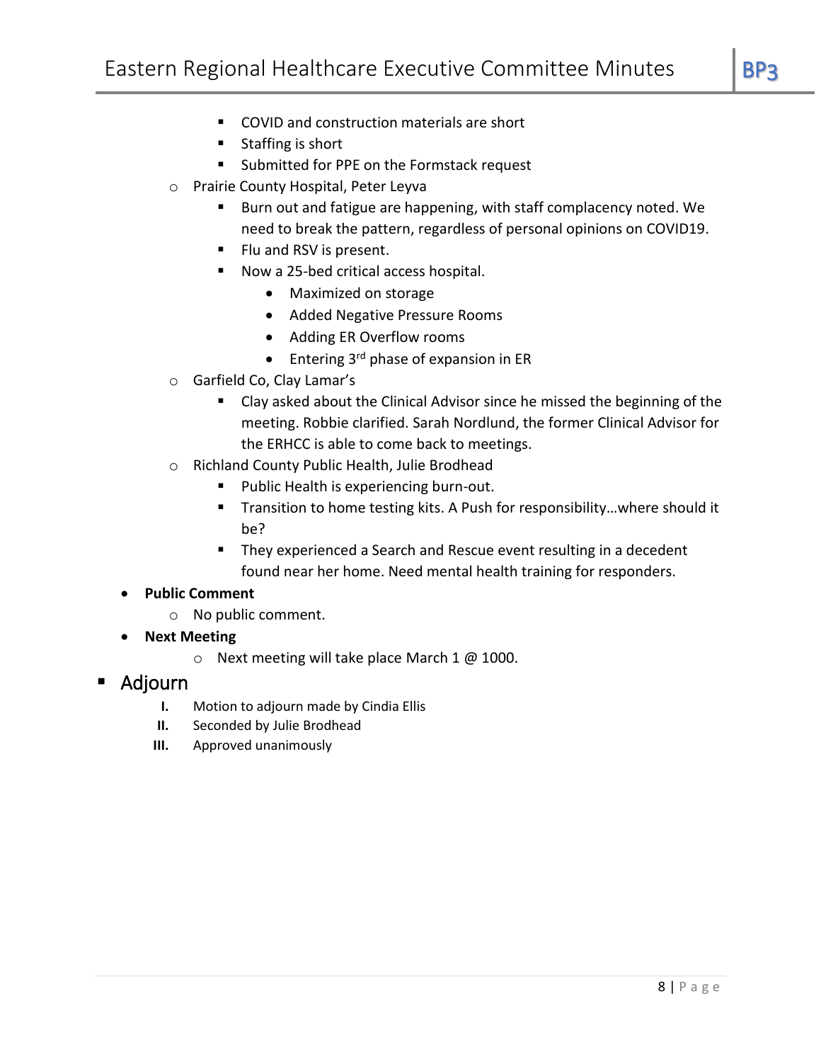- COVID and construction materials are short
            - Staffing is short
            - Submitted for PPE on the Formstack request
        - Prairie County Hospital, Peter Leyva
            - Burn out and fatigue are happening, with staff complacency noted. We need to break the pattern, regardless of personal opinions on COVID19.
            - Flu and RSV is present.
            - Now a 25-bed critical access hospital.
                - Maximized on storage
                - Added Negative Pressure Rooms
                - Adding ER Overflow rooms
                - Entering 3rd phase of expansion in ER
        - Garfield Co, Clay Lamar's
            - Clay asked about the Clinical Advisor since he missed the beginning of the meeting. Robbie clarified. Sarah Nordlund, the former Clinical Advisor for the ERHCC is able to come back to meetings.
        - Richland County Public Health, Julie Brodhead
            - Public Health is experiencing burn-out.
            - Transition to home testing kits. A Push for responsibility…where should it be?
            - They experienced a Search and Rescue event resulting in a decedent found near her home. Need mental health training for responders.
- **Public Comment**
    - No public comment.
- **Next Meeting**
    - Next meeting will take place March 1 @ 1000.

## Adjourn

I. Motion to adjourn made by Cindia Ellis
II. Seconded by Julie Brodhead
III. Approved unanimously